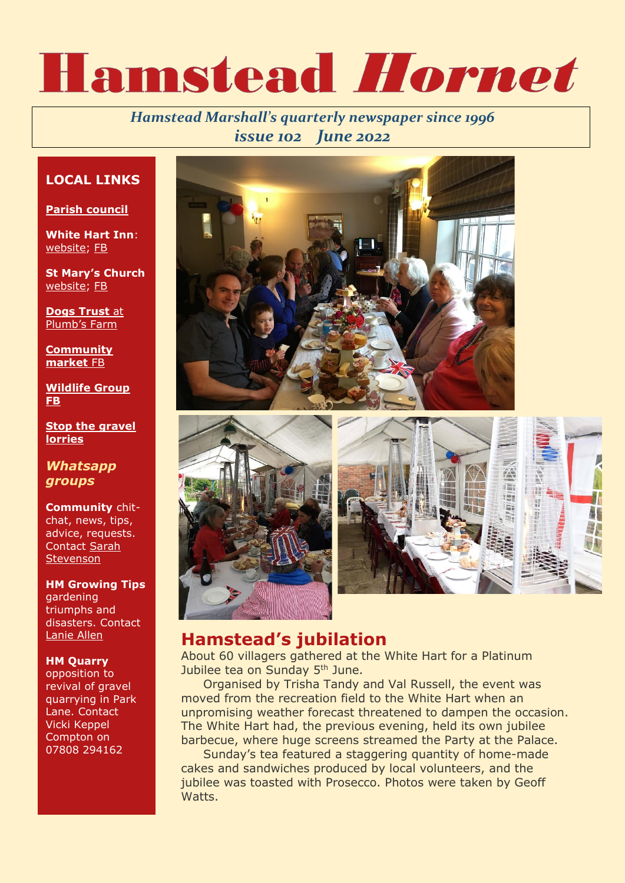# Hamstead *Hornet*

*Hamstead Marshall's quarterly newspaper since 1996*
*issue 102 June 2022*

## LOCAL LINKS

**Parish council**

**White Hart Inn**: website; FB

**St Mary's Church** website; FB

**Dogs Trust** at Plumb's Farm

**Community market** FB

**Wildlife Group FB**

**Stop the gravel lorries**

### *Whatsapp groups*

**Community** chit-chat, news, tips, advice, requests. Contact Sarah Stevenson

**HM Growing Tips** gardening triumphs and disasters. Contact Lanie Allen

**HM Quarry** opposition to revival of gravel quarrying in Park Lane. Contact Vicki Keppel Compton on 07808 294162

## Hamstead's jubilation

About 60 villagers gathered at the White Hart for a Platinum Jubilee tea on Sunday 5th June.

Organised by Trisha Tandy and Val Russell, the event was moved from the recreation field to the White Hart when an unpromising weather forecast threatened to dampen the occasion. The White Hart had, the previous evening, held its own jubilee barbecue, where huge screens streamed the Party at the Palace.

Sunday's tea featured a staggering quantity of home-made cakes and sandwiches produced by local volunteers, and the jubilee was toasted with Prosecco. Photos were taken by Geoff Watts.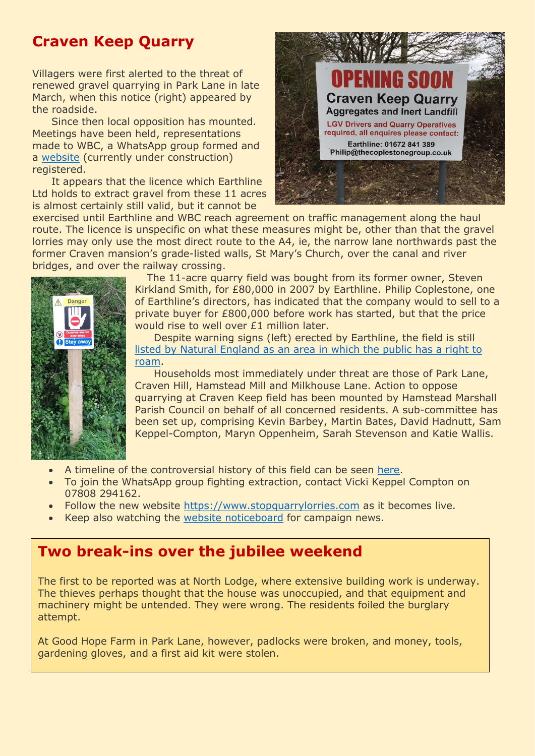## Craven Keep Quarry

Villagers were first alerted to the threat of renewed gravel quarrying in Park Lane in late March, when this notice (right) appeared by the roadside.

Since then local opposition has mounted. Meetings have been held, representations made to WBC, a WhatsApp group formed and a [website](https://www.stopquarrylorries.com) (currently under construction) registered.

It appears that the licence which Earthline Ltd holds to extract gravel from these 11 acres is almost certainly still valid, but it cannot be exercised until Earthline and WBC reach agreement on traffic management along the haul route. The licence is unspecific on what these measures might be, other than that the gravel lorries may only use the most direct route to the A4, ie, the narrow lane northwards past the former Craven mansion's grade-listed walls, St Mary's Church, over the canal and river bridges, and over the railway crossing.

The 11-acre quarry field was bought from its former owner, Steven Kirkland Smith, for £80,000 in 2007 by Earthline. Philip Coplestone, one of Earthline's directors, has indicated that the company would to sell to a private buyer for £800,000 before work has started, but that the price would rise to well over £1 million later.

Despite warning signs (left) erected by Earthline, the field is still listed by Natural England as an area in which the public has a right to roam.

Households most immediately under threat are those of Park Lane, Craven Hill, Hamstead Mill and Milkhouse Lane. Action to oppose quarrying at Craven Keep field has been mounted by Hamstead Marshall Parish Council on behalf of all concerned residents. A sub-committee has been set up, comprising Kevin Barbey, Martin Bates, David Hadnutt, Sam Keppel-Compton, Maryn Oppenheim, Sarah Stevenson and Katie Wallis.

- A timeline of the controversial history of this field can be seen here.
- To join the WhatsApp group fighting extraction, contact Vicki Keppel Compton on 07808 294162.
- Follow the new website https://www.stopquarrylorries.com as it becomes live.
- Keep also watching the website noticeboard for campaign news.

## Two break-ins over the jubilee weekend

The first to be reported was at North Lodge, where extensive building work is underway. The thieves perhaps thought that the house was unoccupied, and that equipment and machinery might be untended. They were wrong. The residents foiled the burglary attempt.

At Good Hope Farm in Park Lane, however, padlocks were broken, and money, tools, gardening gloves, and a first aid kit were stolen.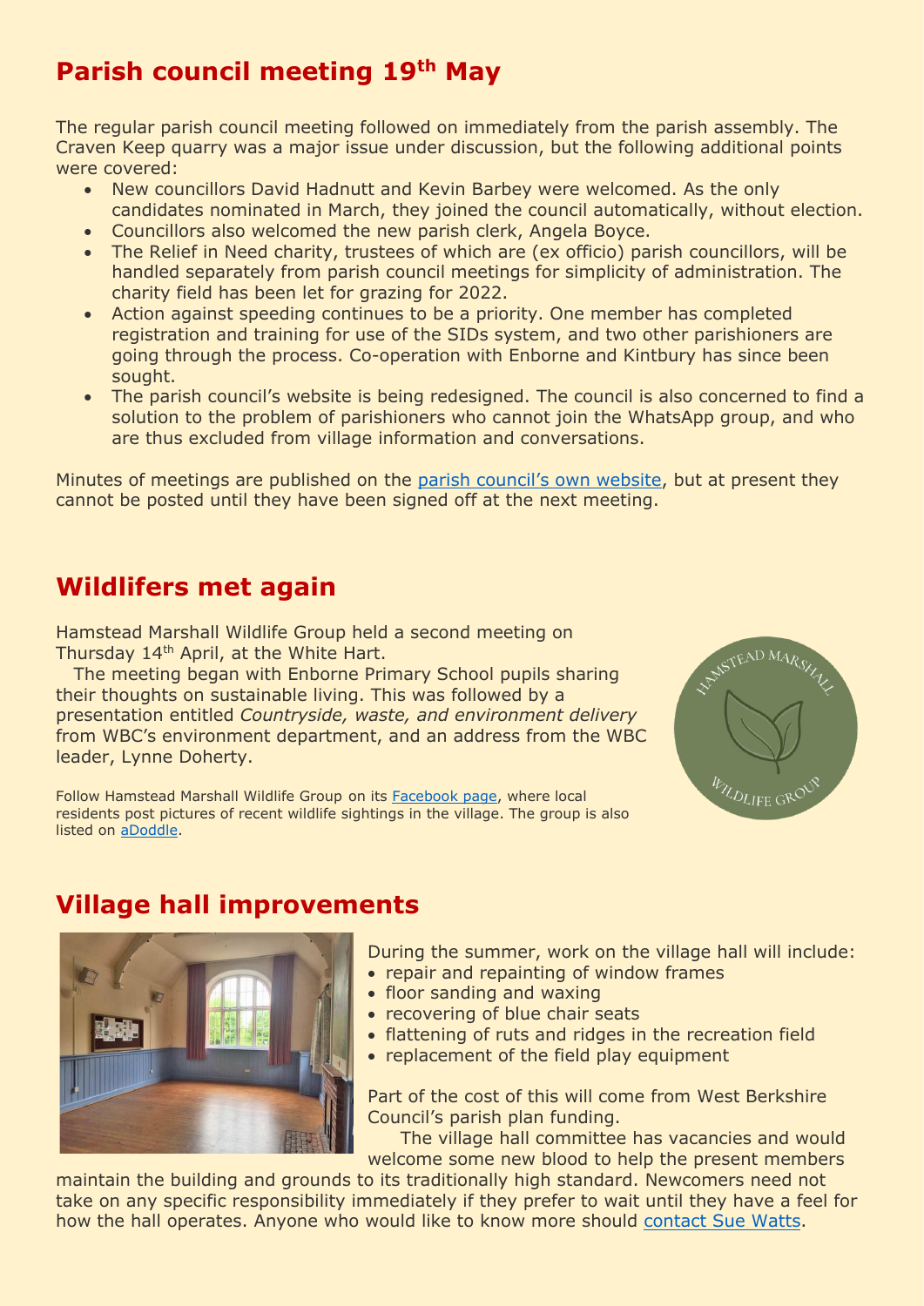## Parish council meeting 19th May

The regular parish council meeting followed on immediately from the parish assembly. The Craven Keep quarry was a major issue under discussion, but the following additional points were covered:

- New councillors David Hadnutt and Kevin Barbey were welcomed. As the only candidates nominated in March, they joined the council automatically, without election.
- Councillors also welcomed the new parish clerk, Angela Boyce.
- The Relief in Need charity, trustees of which are (ex officio) parish councillors, will be handled separately from parish council meetings for simplicity of administration. The charity field has been let for grazing for 2022.
- Action against speeding continues to be a priority. One member has completed registration and training for use of the SIDs system, and two other parishioners are going through the process. Co-operation with Enborne and Kintbury has since been sought.
- The parish council's website is being redesigned. The council is also concerned to find a solution to the problem of parishioners who cannot join the WhatsApp group, and who are thus excluded from village information and conversations.

Minutes of meetings are published on the parish council's own website, but at present they cannot be posted until they have been signed off at the next meeting.

## Wildlifers met again

Hamstead Marshall Wildlife Group held a second meeting on Thursday 14th April, at the White Hart.

The meeting began with Enborne Primary School pupils sharing their thoughts on sustainable living. This was followed by a presentation entitled *Countryside, waste, and environment delivery* from WBC's environment department, and an address from the WBC leader, Lynne Doherty.

Follow Hamstead Marshall Wildlife Group on its Facebook page, where local residents post pictures of recent wildlife sightings in the village. The group is also listed on aDoddle.

## Village hall improvements

During the summer, work on the village hall will include:

- repair and repainting of window frames
- floor sanding and waxing
- recovering of blue chair seats
- flattening of ruts and ridges in the recreation field
- replacement of the field play equipment

Part of the cost of this will come from West Berkshire Council's parish plan funding.

The village hall committee has vacancies and would welcome some new blood to help the present members maintain the building and grounds to its traditionally high standard. Newcomers need not take on any specific responsibility immediately if they prefer to wait until they have a feel for how the hall operates. Anyone who would like to know more should contact Sue Watts.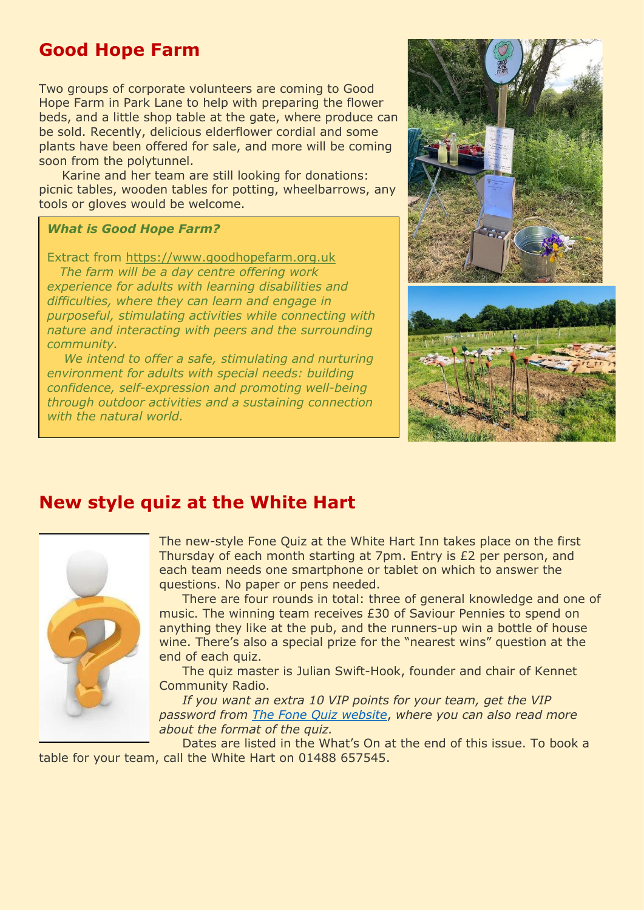## Good Hope Farm

Two groups of corporate volunteers are coming to Good Hope Farm in Park Lane to help with preparing the flower beds, and a little shop table at the gate, where produce can be sold. Recently, delicious elderflower cordial and some plants have been offered for sale, and more will be coming soon from the polytunnel.

Karine and her team are still looking for donations: picnic tables, wooden tables for potting, wheelbarrows, any tools or gloves would be welcome.

> ***What is Good Hope Farm?***
>
> Extract from [https://www.goodhopefarm.org.uk](https://www.goodhopefarm.org.uk)
>
> *The farm will be a day centre offering work experience for adults with learning disabilities and difficulties, where they can learn and engage in purposeful, stimulating activities while connecting with nature and interacting with peers and the surrounding community.*
>
> *We intend to offer a safe, stimulating and nurturing environment for adults with special needs: building confidence, self-expression and promoting well-being through outdoor activities and a sustaining connection with the natural world.*

## New style quiz at the White Hart

The new-style Fone Quiz at the White Hart Inn takes place on the first Thursday of each month starting at 7pm. Entry is £2 per person, and each team needs one smartphone or tablet on which to answer the questions. No paper or pens needed.

There are four rounds in total: three of general knowledge and one of music. The winning team receives £30 of Saviour Pennies to spend on anything they like at the pub, and the runners-up win a bottle of house wine. There's also a special prize for the "nearest wins" question at the end of each quiz.

The quiz master is Julian Swift-Hook, founder and chair of Kennet Community Radio.

*If you want an extra 10 VIP points for your team, get the VIP password from [The Fone Quiz website](), where you can also read more about the format of the quiz.*

Dates are listed in the What's On at the end of this issue. To book a table for your team, call the White Hart on 01488 657545.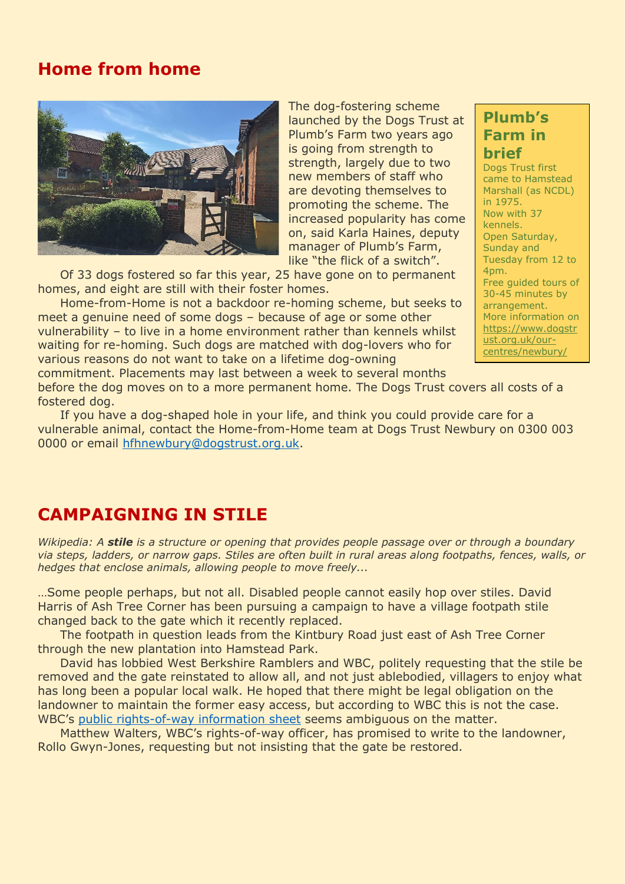## Home from home

The dog-fostering scheme launched by the Dogs Trust at Plumb's Farm two years ago is going from strength to strength, largely due to two new members of staff who are devoting themselves to promoting the scheme. The increased popularity has come on, said Karla Haines, deputy manager of Plumb's Farm, like "the flick of a switch".

Of 33 dogs fostered so far this year, 25 have gone on to permanent homes, and eight are still with their foster homes.

Home-from-Home is not a backdoor re-homing scheme, but seeks to meet a genuine need of some dogs – because of age or some other vulnerability – to live in a home environment rather than kennels whilst waiting for re-homing. Such dogs are matched with dog-lovers who for various reasons do not want to take on a lifetime dog-owning commitment. Placements may last between a week to several months before the dog moves on to a more permanent home. The Dogs Trust covers all costs of a fostered dog.

If you have a dog-shaped hole in your life, and think you could provide care for a vulnerable animal, contact the Home-from-Home team at Dogs Trust Newbury on 0300 003 0000 or email hfhnewbury@dogstrust.org.uk.

### Plumb's Farm in brief

Dogs Trust first came to Hamstead Marshall (as NCDL) in 1975.
Now with 37 kennels.
Open Saturday, Sunday and Tuesday from 12 to 4pm.
Free guided tours of 30-45 minutes by arrangement.
More information on https://www.dogstrust.org.uk/our-centres/newbury/

## CAMPAIGNING IN STILE

*Wikipedia: A **stile** is a structure or opening that provides people passage over or through a boundary via steps, ladders, or narrow gaps. Stiles are often built in rural areas along footpaths, fences, walls, or hedges that enclose animals, allowing people to move freely...*

…Some people perhaps, but not all. Disabled people cannot easily hop over stiles. David Harris of Ash Tree Corner has been pursuing a campaign to have a village footpath stile changed back to the gate which it recently replaced.

The footpath in question leads from the Kintbury Road just east of Ash Tree Corner through the new plantation into Hamstead Park.

David has lobbied West Berkshire Ramblers and WBC, politely requesting that the stile be removed and the gate reinstated to allow all, and not just ablebodied, villagers to enjoy what has long been a popular local walk. He hoped that there might be legal obligation on the landowner to maintain the former easy access, but according to WBC this is not the case. WBC's public rights-of-way information sheet seems ambiguous on the matter.

Matthew Walters, WBC's rights-of-way officer, has promised to write to the landowner, Rollo Gwyn-Jones, requesting but not insisting that the gate be restored.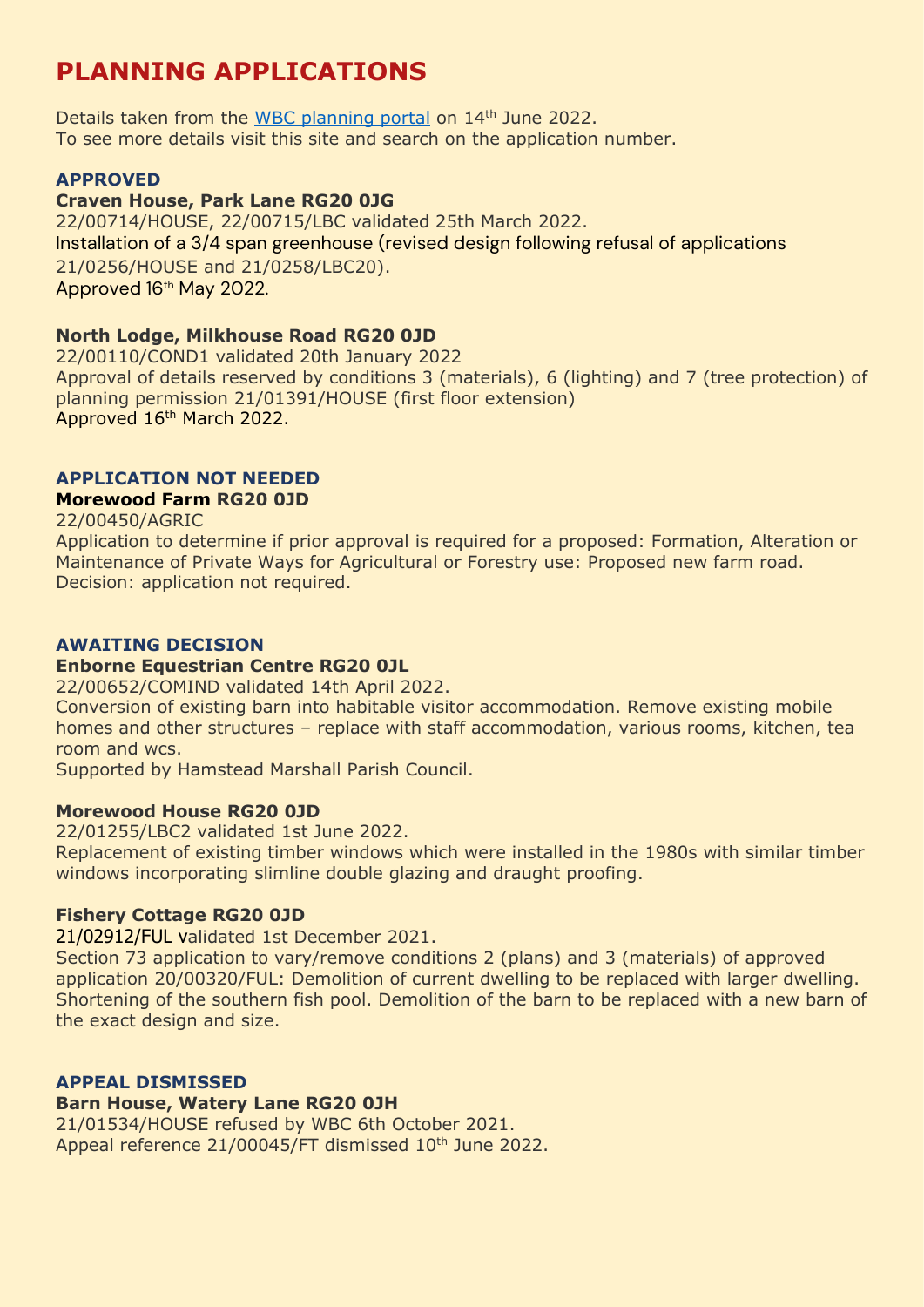# PLANNING APPLICATIONS

Details taken from the [WBC planning portal](WBC planning portal) on 14th June 2022.
To see more details visit this site and search on the application number.

### APPROVED

**Craven House, Park Lane RG20 0JG**
22/00714/HOUSE, 22/00715/LBC validated 25th March 2022.
Installation of a 3/4 span greenhouse (revised design following refusal of applications 21/0256/HOUSE and 21/0258/LBC20).
Approved 16th May 2022.

**North Lodge, Milkhouse Road RG20 0JD**
22/00110/COND1 validated 20th January 2022
Approval of details reserved by conditions 3 (materials), 6 (lighting) and 7 (tree protection) of planning permission 21/01391/HOUSE (first floor extension)
Approved 16th March 2022.

### APPLICATION NOT NEEDED

**Morewood Farm RG20 0JD**
22/00450/AGRIC
Application to determine if prior approval is required for a proposed: Formation, Alteration or Maintenance of Private Ways for Agricultural or Forestry use: Proposed new farm road.
Decision: application not required.

### AWAITING DECISION

**Enborne Equestrian Centre RG20 0JL**
22/00652/COMIND validated 14th April 2022.
Conversion of existing barn into habitable visitor accommodation. Remove existing mobile homes and other structures – replace with staff accommodation, various rooms, kitchen, tea room and wcs.
Supported by Hamstead Marshall Parish Council.

**Morewood House RG20 0JD**
22/01255/LBC2 validated 1st June 2022.
Replacement of existing timber windows which were installed in the 1980s with similar timber windows incorporating slimline double glazing and draught proofing.

**Fishery Cottage RG20 0JD**
21/02912/FUL validated 1st December 2021.
Section 73 application to vary/remove conditions 2 (plans) and 3 (materials) of approved application 20/00320/FUL: Demolition of current dwelling to be replaced with larger dwelling. Shortening of the southern fish pool. Demolition of the barn to be replaced with a new barn of the exact design and size.

### APPEAL DISMISSED

**Barn House, Watery Lane RG20 0JH**
21/01534/HOUSE refused by WBC 6th October 2021.
Appeal reference 21/00045/FT dismissed 10th June 2022.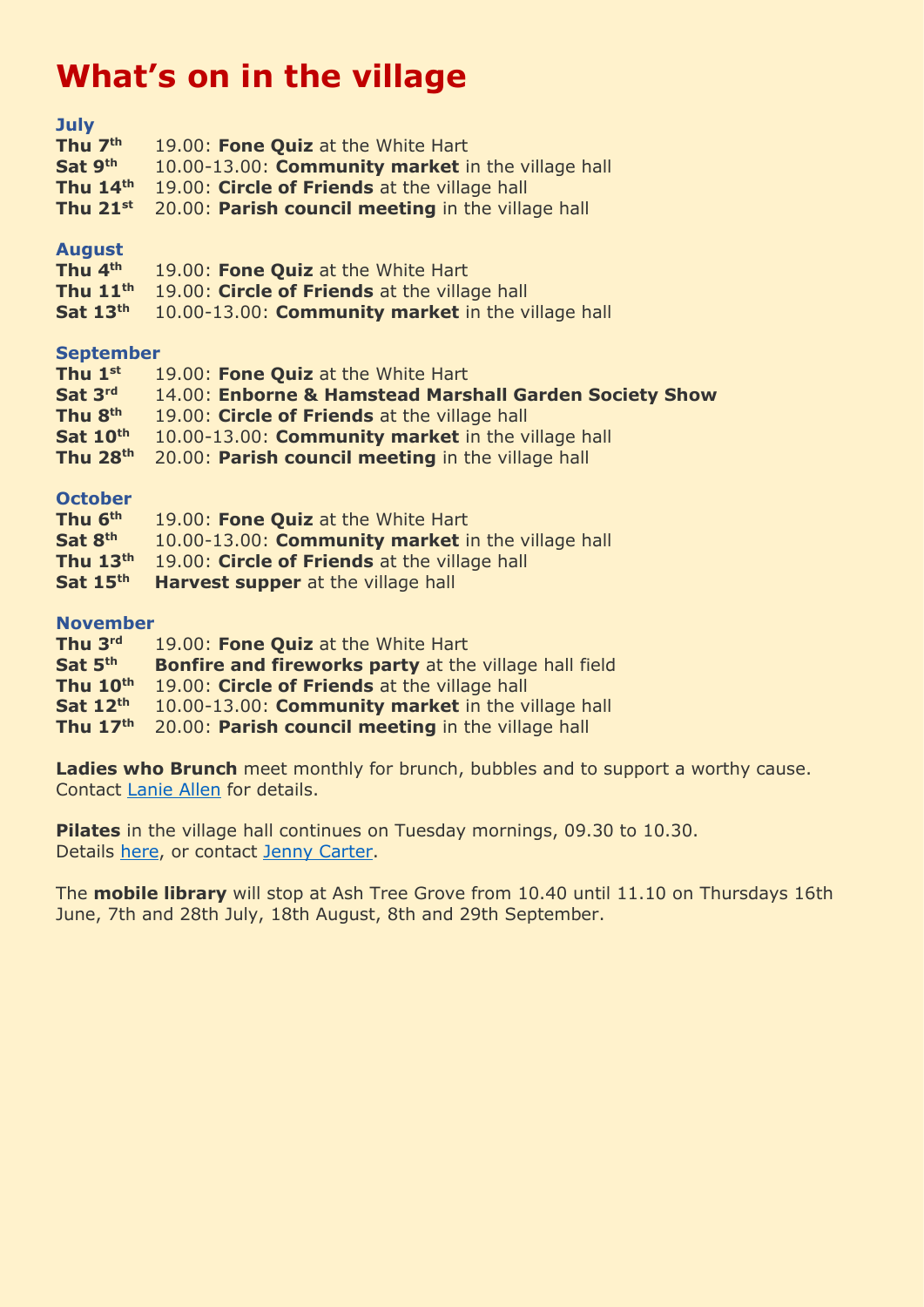# What's on in the village

### July

**Thu 7th** 19.00: **Fone Quiz** at the White Hart
**Sat 9th** 10.00-13.00: **Community market** in the village hall
**Thu 14th** 19.00: **Circle of Friends** at the village hall
**Thu 21st** 20.00: **Parish council meeting** in the village hall

### August

**Thu 4th** 19.00: **Fone Quiz** at the White Hart
**Thu 11th** 19.00: **Circle of Friends** at the village hall
**Sat 13th** 10.00-13.00: **Community market** in the village hall

### September

**Thu 1st** 19.00: **Fone Quiz** at the White Hart
**Sat 3rd** 14.00: **Enborne & Hamstead Marshall Garden Society Show**
**Thu 8th** 19.00: **Circle of Friends** at the village hall
**Sat 10th** 10.00-13.00: **Community market** in the village hall
**Thu 28th** 20.00: **Parish council meeting** in the village hall

### October

**Thu 6th** 19.00: **Fone Quiz** at the White Hart
**Sat 8th** 10.00-13.00: **Community market** in the village hall
**Thu 13th** 19.00: **Circle of Friends** at the village hall
**Sat 15th** **Harvest supper** at the village hall

### November

**Thu 3rd** 19.00: **Fone Quiz** at the White Hart
**Sat 5th** **Bonfire and fireworks party** at the village hall field
**Thu 10th** 19.00: **Circle of Friends** at the village hall
**Sat 12th** 10.00-13.00: **Community market** in the village hall
**Thu 17th** 20.00: **Parish council meeting** in the village hall

**Ladies who Brunch** meet monthly for brunch, bubbles and to support a worthy cause. Contact Lanie Allen for details.

**Pilates** in the village hall continues on Tuesday mornings, 09.30 to 10.30. Details here, or contact Jenny Carter.

The **mobile library** will stop at Ash Tree Grove from 10.40 until 11.10 on Thursdays 16th June, 7th and 28th July, 18th August, 8th and 29th September.